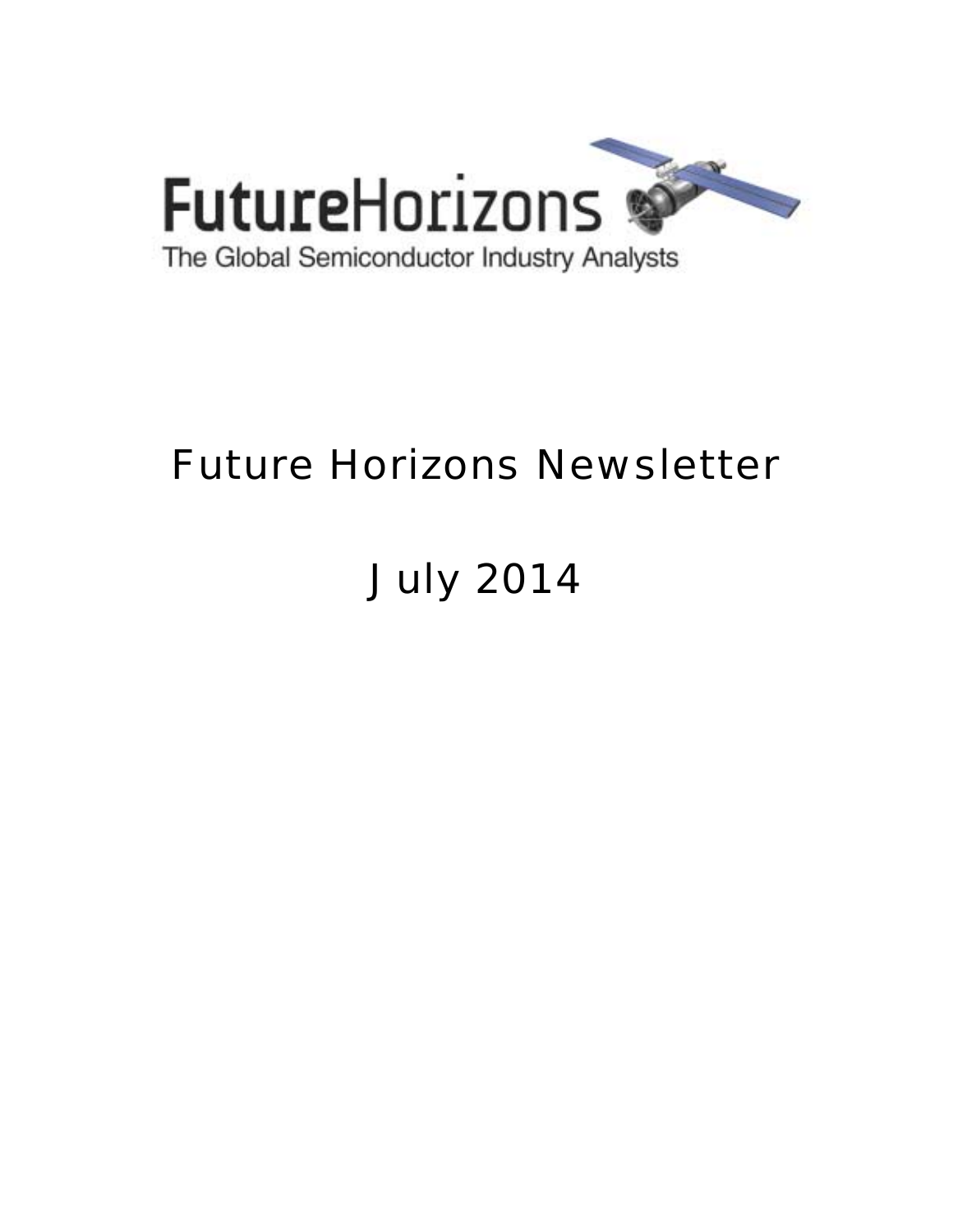FutureHorizons

The Global Semiconductor Industry Analysts

# Future Horizons Newsletter

## July 2014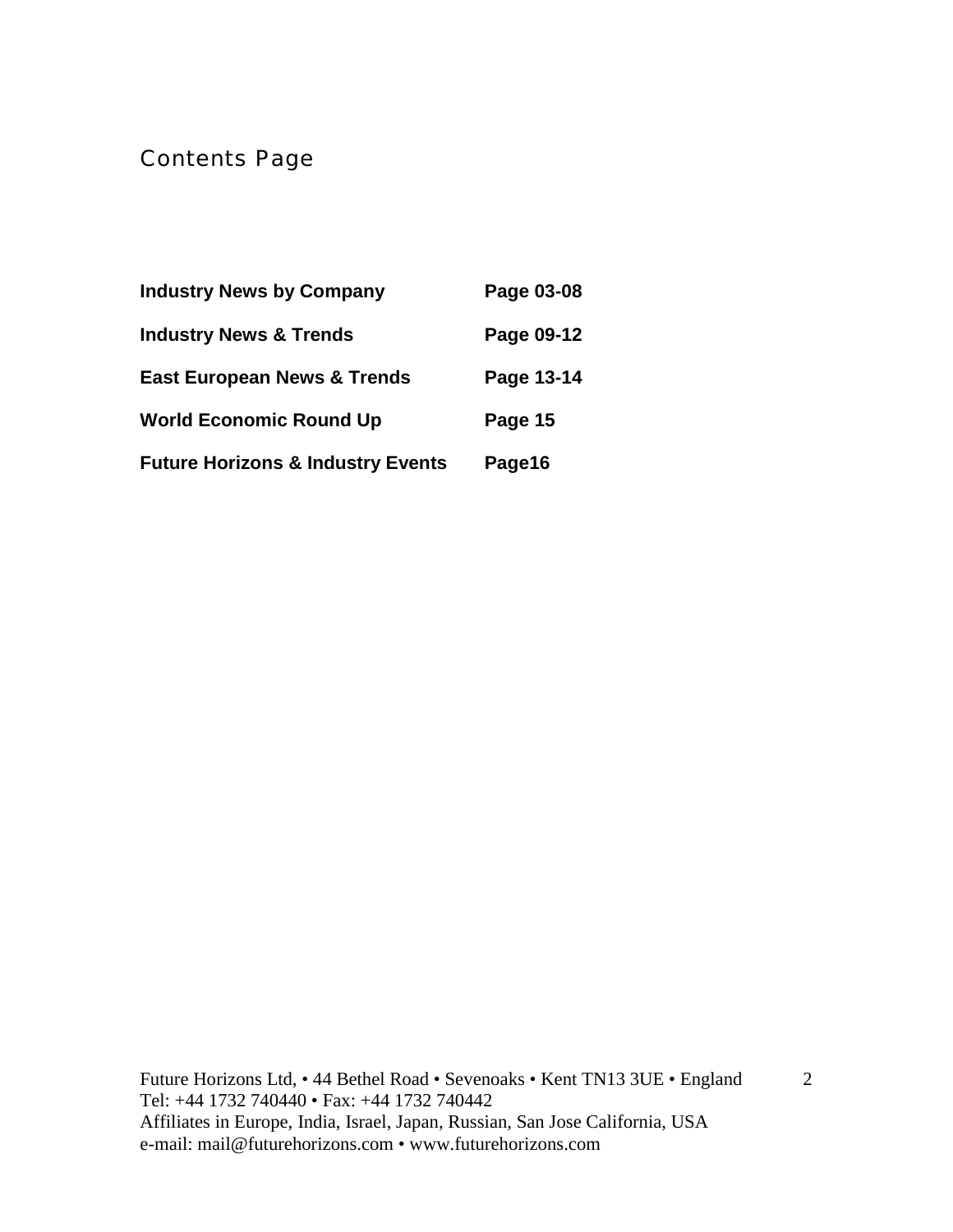# Contents Page

| | |
|---|---|
| **Industry News by Company** | **Page 03-08** |
| **Industry News & Trends** | **Page 09-12** |
| **East European News & Trends** | **Page 13-14** |
| **World Economic Round Up** | **Page 15** |
| **Future Horizons & Industry Events** | **Page16** |

Future Horizons Ltd, • 44 Bethel Road • Sevenoaks • Kent TN13 3UE • England
Tel: +44 1732 740440 • Fax: +44 1732 740442
Affiliates in Europe, India, Israel, Japan, Russian, San Jose California, USA
e-mail: mail@futurehorizons.com • www.futurehorizons.com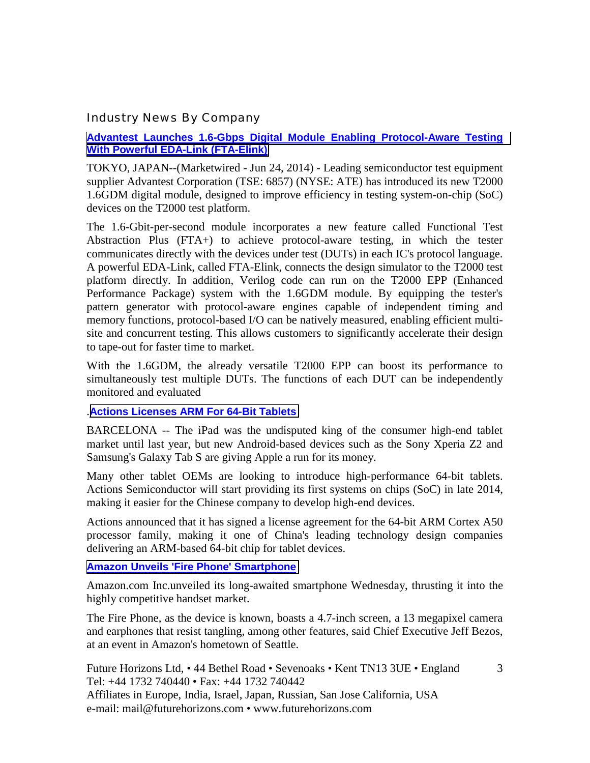## Industry News By Company

### Advantest Launches 1.6-Gbps Digital Module Enabling Protocol-Aware Testing With Powerful EDA-Link (FTA-Elink)

TOKYO, JAPAN--(Marketwired - Jun 24, 2014) - Leading semiconductor test equipment supplier Advantest Corporation (TSE: 6857) (NYSE: ATE) has introduced its new T2000 1.6GDM digital module, designed to improve efficiency in testing system-on-chip (SoC) devices on the T2000 test platform.

The 1.6-Gbit-per-second module incorporates a new feature called Functional Test Abstraction Plus (FTA+) to achieve protocol-aware testing, in which the tester communicates directly with the devices under test (DUTs) in each IC's protocol language. A powerful EDA-Link, called FTA-Elink, connects the design simulator to the T2000 test platform directly. In addition, Verilog code can run on the T2000 EPP (Enhanced Performance Package) system with the 1.6GDM module. By equipping the tester's pattern generator with protocol-aware engines capable of independent timing and memory functions, protocol-based I/O can be natively measured, enabling efficient multi-site and concurrent testing. This allows customers to significantly accelerate their design to tape-out for faster time to market.

With the 1.6GDM, the already versatile T2000 EPP can boost its performance to simultaneously test multiple DUTs. The functions of each DUT can be independently monitored and evaluated

### .Actions Licenses ARM For 64-Bit Tablets

BARCELONA -- The iPad was the undisputed king of the consumer high-end tablet market until last year, but new Android-based devices such as the Sony Xperia Z2 and Samsung's Galaxy Tab S are giving Apple a run for its money.

Many other tablet OEMs are looking to introduce high-performance 64-bit tablets. Actions Semiconductor will start providing its first systems on chips (SoC) in late 2014, making it easier for the Chinese company to develop high-end devices.

Actions announced that it has signed a license agreement for the 64-bit ARM Cortex A50 processor family, making it one of China's leading technology design companies delivering an ARM-based 64-bit chip for tablet devices.

### Amazon Unveils 'Fire Phone' Smartphone

Amazon.com Inc.unveiled its long-awaited smartphone Wednesday, thrusting it into the highly competitive handset market.

The Fire Phone, as the device is known, boasts a 4.7-inch screen, a 13 megapixel camera and earphones that resist tangling, among other features, said Chief Executive Jeff Bezos, at an event in Amazon's hometown of Seattle.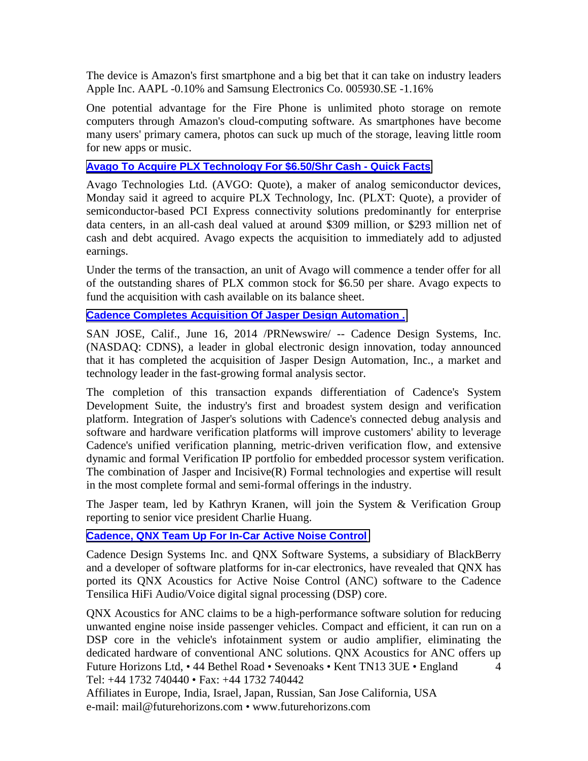The device is Amazon's first smartphone and a big bet that it can take on industry leaders Apple Inc. AAPL -0.10% and Samsung Electronics Co. 005930.SE -1.16%

One potential advantage for the Fire Phone is unlimited photo storage on remote computers through Amazon's cloud-computing software. As smartphones have become many users' primary camera, photos can suck up much of the storage, leaving little room for new apps or music.

**Avago To Acquire PLX Technology For $6.50/Shr Cash - Quick Facts**

Avago Technologies Ltd. (AVGO: Quote), a maker of analog semiconductor devices, Monday said it agreed to acquire PLX Technology, Inc. (PLXT: Quote), a provider of semiconductor-based PCI Express connectivity solutions predominantly for enterprise data centers, in an all-cash deal valued at around $309 million, or $293 million net of cash and debt acquired. Avago expects the acquisition to immediately add to adjusted earnings.

Under the terms of the transaction, an unit of Avago will commence a tender offer for all of the outstanding shares of PLX common stock for $6.50 per share. Avago expects to fund the acquisition with cash available on its balance sheet.

**Cadence Completes Acquisition Of Jasper Design Automation .**

SAN JOSE, Calif., June 16, 2014 /PRNewswire/ -- Cadence Design Systems, Inc. (NASDAQ: CDNS), a leader in global electronic design innovation, today announced that it has completed the acquisition of Jasper Design Automation, Inc., a market and technology leader in the fast-growing formal analysis sector.

The completion of this transaction expands differentiation of Cadence's System Development Suite, the industry's first and broadest system design and verification platform. Integration of Jasper's solutions with Cadence's connected debug analysis and software and hardware verification platforms will improve customers' ability to leverage Cadence's unified verification planning, metric-driven verification flow, and extensive dynamic and formal Verification IP portfolio for embedded processor system verification. The combination of Jasper and Incisive(R) Formal technologies and expertise will result in the most complete formal and semi-formal offerings in the industry.

The Jasper team, led by Kathryn Kranen, will join the System & Verification Group reporting to senior vice president Charlie Huang.

**Cadence, QNX Team Up For In-Car Active Noise Control**

Cadence Design Systems Inc. and QNX Software Systems, a subsidiary of BlackBerry and a developer of software platforms for in-car electronics, have revealed that QNX has ported its QNX Acoustics for Active Noise Control (ANC) software to the Cadence Tensilica HiFi Audio/Voice digital signal processing (DSP) core.

QNX Acoustics for ANC claims to be a high-performance software solution for reducing unwanted engine noise inside passenger vehicles. Compact and efficient, it can run on a DSP core in the vehicle's infotainment system or audio amplifier, eliminating the dedicated hardware of conventional ANC solutions. QNX Acoustics for ANC offers up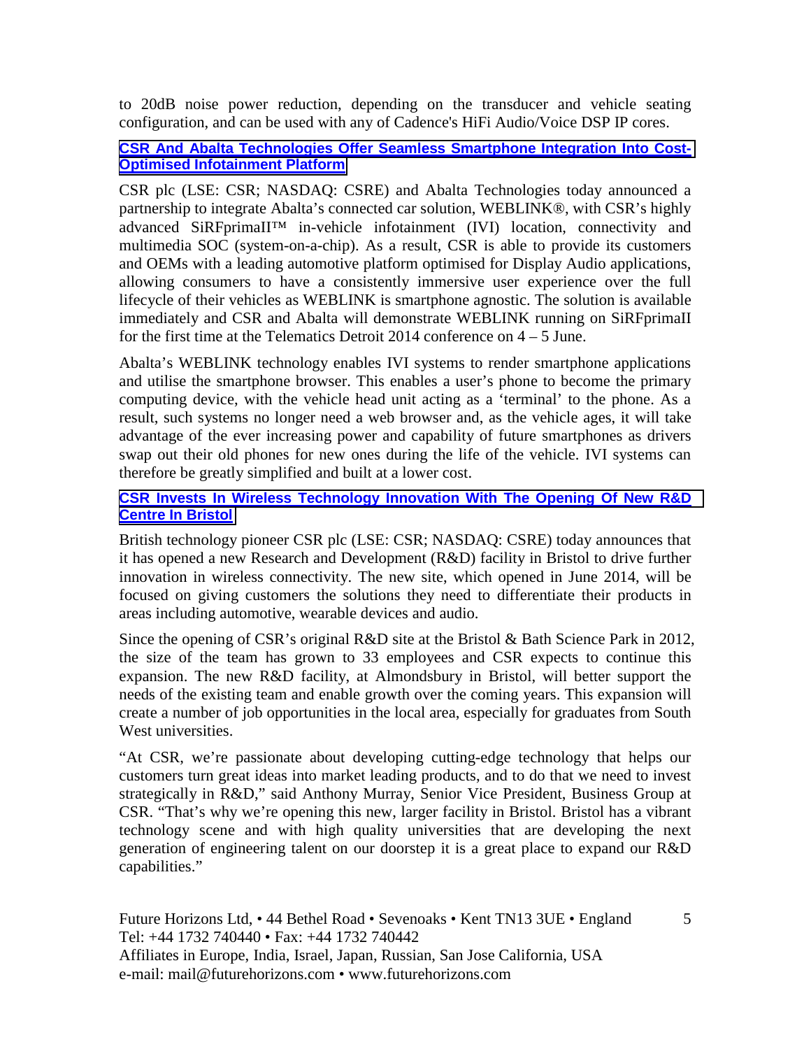to 20dB noise power reduction, depending on the transducer and vehicle seating configuration, and can be used with any of Cadence's HiFi Audio/Voice DSP IP cores.

**CSR And Abalta Technologies Offer Seamless Smartphone Integration Into Cost-Optimised Infotainment Platform**

CSR plc (LSE: CSR; NASDAQ: CSRE) and Abalta Technologies today announced a partnership to integrate Abalta's connected car solution, WEBLINK®, with CSR's highly advanced SiRFprimaII™ in-vehicle infotainment (IVI) location, connectivity and multimedia SOC (system-on-a-chip). As a result, CSR is able to provide its customers and OEMs with a leading automotive platform optimised for Display Audio applications, allowing consumers to have a consistently immersive user experience over the full lifecycle of their vehicles as WEBLINK is smartphone agnostic. The solution is available immediately and CSR and Abalta will demonstrate WEBLINK running on SiRFprimaII for the first time at the Telematics Detroit 2014 conference on 4 – 5 June.

Abalta's WEBLINK technology enables IVI systems to render smartphone applications and utilise the smartphone browser. This enables a user's phone to become the primary computing device, with the vehicle head unit acting as a 'terminal' to the phone. As a result, such systems no longer need a web browser and, as the vehicle ages, it will take advantage of the ever increasing power and capability of future smartphones as drivers swap out their old phones for new ones during the life of the vehicle. IVI systems can therefore be greatly simplified and built at a lower cost.

**CSR Invests In Wireless Technology Innovation With The Opening Of New R&D Centre In Bristol**

British technology pioneer CSR plc (LSE: CSR; NASDAQ: CSRE) today announces that it has opened a new Research and Development (R&D) facility in Bristol to drive further innovation in wireless connectivity. The new site, which opened in June 2014, will be focused on giving customers the solutions they need to differentiate their products in areas including automotive, wearable devices and audio.

Since the opening of CSR's original R&D site at the Bristol & Bath Science Park in 2012, the size of the team has grown to 33 employees and CSR expects to continue this expansion. The new R&D facility, at Almondsbury in Bristol, will better support the needs of the existing team and enable growth over the coming years. This expansion will create a number of job opportunities in the local area, especially for graduates from South West universities.

"At CSR, we're passionate about developing cutting-edge technology that helps our customers turn great ideas into market leading products, and to do that we need to invest strategically in R&D," said Anthony Murray, Senior Vice President, Business Group at CSR. "That's why we're opening this new, larger facility in Bristol. Bristol has a vibrant technology scene and with high quality universities that are developing the next generation of engineering talent on our doorstep it is a great place to expand our R&D capabilities."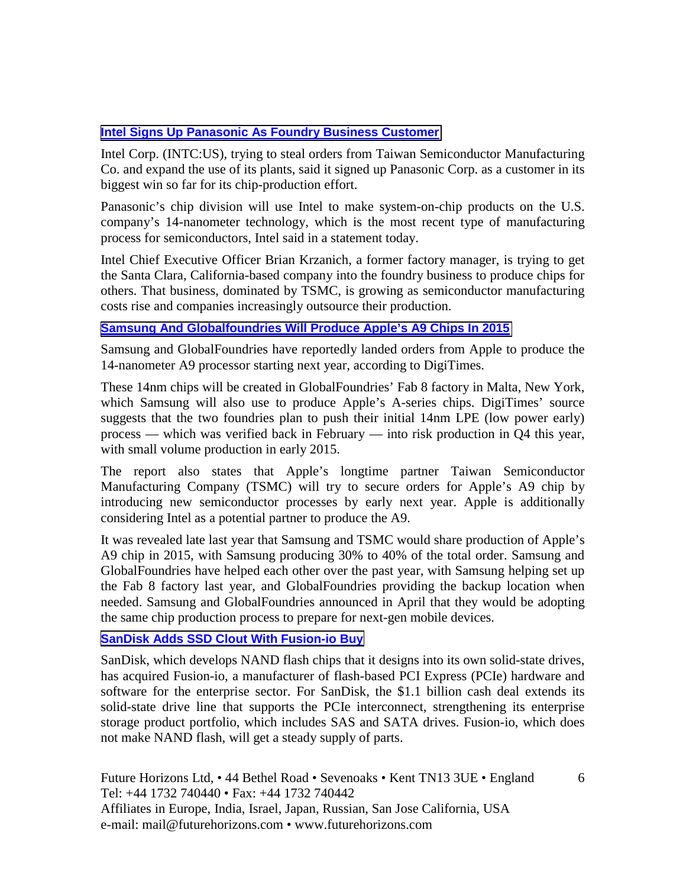### [Intel Signs Up Panasonic As Foundry Business Customer]

Intel Corp. (INTC:US), trying to steal orders from Taiwan Semiconductor Manufacturing Co. and expand the use of its plants, said it signed up Panasonic Corp. as a customer in its biggest win so far for its chip-production effort.

Panasonic's chip division will use Intel to make system-on-chip products on the U.S. company's 14-nanometer technology, which is the most recent type of manufacturing process for semiconductors, Intel said in a statement today.

Intel Chief Executive Officer Brian Krzanich, a former factory manager, is trying to get the Santa Clara, California-based company into the foundry business to produce chips for others. That business, dominated by TSMC, is growing as semiconductor manufacturing costs rise and companies increasingly outsource their production.

### [Samsung And Globalfoundries Will Produce Apple's A9 Chips In 2015]

Samsung and GlobalFoundries have reportedly landed orders from Apple to produce the 14-nanometer A9 processor starting next year, according to DigiTimes.

These 14nm chips will be created in GlobalFoundries' Fab 8 factory in Malta, New York, which Samsung will also use to produce Apple's A-series chips. DigiTimes' source suggests that the two foundries plan to push their initial 14nm LPE (low power early) process — which was verified back in February — into risk production in Q4 this year, with small volume production in early 2015.

The report also states that Apple's longtime partner Taiwan Semiconductor Manufacturing Company (TSMC) will try to secure orders for Apple's A9 chip by introducing new semiconductor processes by early next year. Apple is additionally considering Intel as a potential partner to produce the A9.

It was revealed late last year that Samsung and TSMC would share production of Apple's A9 chip in 2015, with Samsung producing 30% to 40% of the total order. Samsung and GlobalFoundries have helped each other over the past year, with Samsung helping set up the Fab 8 factory last year, and GlobalFoundries providing the backup location when needed. Samsung and GlobalFoundries announced in April that they would be adopting the same chip production process to prepare for next-gen mobile devices.

### [SanDisk Adds SSD Clout With Fusion-io Buy]

SanDisk, which develops NAND flash chips that it designs into its own solid-state drives, has acquired Fusion-io, a manufacturer of flash-based PCI Express (PCIe) hardware and software for the enterprise sector. For SanDisk, the $1.1 billion cash deal extends its solid-state drive line that supports the PCIe interconnect, strengthening its enterprise storage product portfolio, which includes SAS and SATA drives. Fusion-io, which does not make NAND flash, will get a steady supply of parts.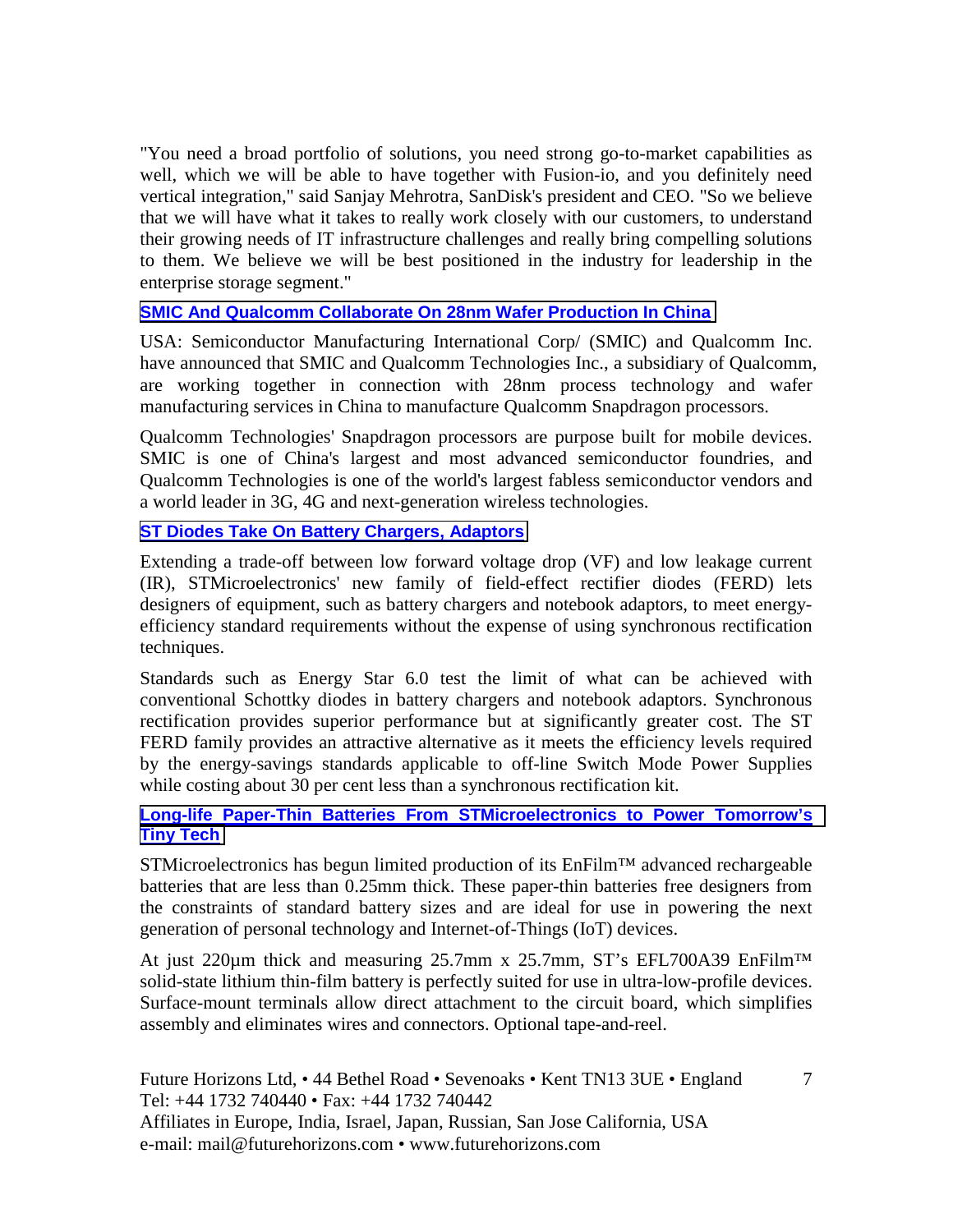"You need a broad portfolio of solutions, you need strong go-to-market capabilities as well, which we will be able to have together with Fusion-io, and you definitely need vertical integration," said Sanjay Mehrotra, SanDisk's president and CEO. "So we believe that we will have what it takes to really work closely with our customers, to understand their growing needs of IT infrastructure challenges and really bring compelling solutions to them. We believe we will be best positioned in the industry for leadership in the enterprise storage segment."

### SMIC And Qualcomm Collaborate On 28nm Wafer Production In China

USA: Semiconductor Manufacturing International Corp/ (SMIC) and Qualcomm Inc. have announced that SMIC and Qualcomm Technologies Inc., a subsidiary of Qualcomm, are working together in connection with 28nm process technology and wafer manufacturing services in China to manufacture Qualcomm Snapdragon processors.

Qualcomm Technologies' Snapdragon processors are purpose built for mobile devices. SMIC is one of China's largest and most advanced semiconductor foundries, and Qualcomm Technologies is one of the world's largest fabless semiconductor vendors and a world leader in 3G, 4G and next-generation wireless technologies.

### ST Diodes Take On Battery Chargers, Adaptors

Extending a trade-off between low forward voltage drop (VF) and low leakage current (IR), STMicroelectronics' new family of field-effect rectifier diodes (FERD) lets designers of equipment, such as battery chargers and notebook adaptors, to meet energy-efficiency standard requirements without the expense of using synchronous rectification techniques.

Standards such as Energy Star 6.0 test the limit of what can be achieved with conventional Schottky diodes in battery chargers and notebook adaptors. Synchronous rectification provides superior performance but at significantly greater cost. The ST FERD family provides an attractive alternative as it meets the efficiency levels required by the energy-savings standards applicable to off-line Switch Mode Power Supplies while costing about 30 per cent less than a synchronous rectification kit.

### Long-life Paper-Thin Batteries From STMicroelectronics to Power Tomorrow's Tiny Tech

STMicroelectronics has begun limited production of its EnFilm™ advanced rechargeable batteries that are less than 0.25mm thick. These paper-thin batteries free designers from the constraints of standard battery sizes and are ideal for use in powering the next generation of personal technology and Internet-of-Things (IoT) devices.

At just 220µm thick and measuring 25.7mm x 25.7mm, ST's EFL700A39 EnFilm™ solid-state lithium thin-film battery is perfectly suited for use in ultra-low-profile devices. Surface-mount terminals allow direct attachment to the circuit board, which simplifies assembly and eliminates wires and connectors. Optional tape-and-reel.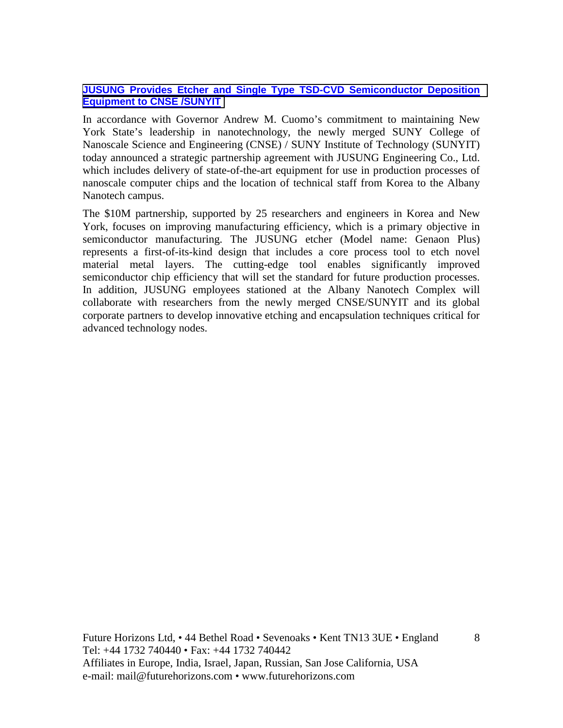**JUSUNG Provides Etcher and Single Type TSD-CVD Semiconductor Deposition Equipment to CNSE /SUNYIT**

In accordance with Governor Andrew M. Cuomo's commitment to maintaining New York State's leadership in nanotechnology, the newly merged SUNY College of Nanoscale Science and Engineering (CNSE) / SUNY Institute of Technology (SUNYIT) today announced a strategic partnership agreement with JUSUNG Engineering Co., Ltd. which includes delivery of state-of-the-art equipment for use in production processes of nanoscale computer chips and the location of technical staff from Korea to the Albany Nanotech campus.

The $10M partnership, supported by 25 researchers and engineers in Korea and New York, focuses on improving manufacturing efficiency, which is a primary objective in semiconductor manufacturing. The JUSUNG etcher (Model name: Genaon Plus) represents a first-of-its-kind design that includes a core process tool to etch novel material metal layers. The cutting-edge tool enables significantly improved semiconductor chip efficiency that will set the standard for future production processes. In addition, JUSUNG employees stationed at the Albany Nanotech Complex will collaborate with researchers from the newly merged CNSE/SUNYIT and its global corporate partners to develop innovative etching and encapsulation techniques critical for advanced technology nodes.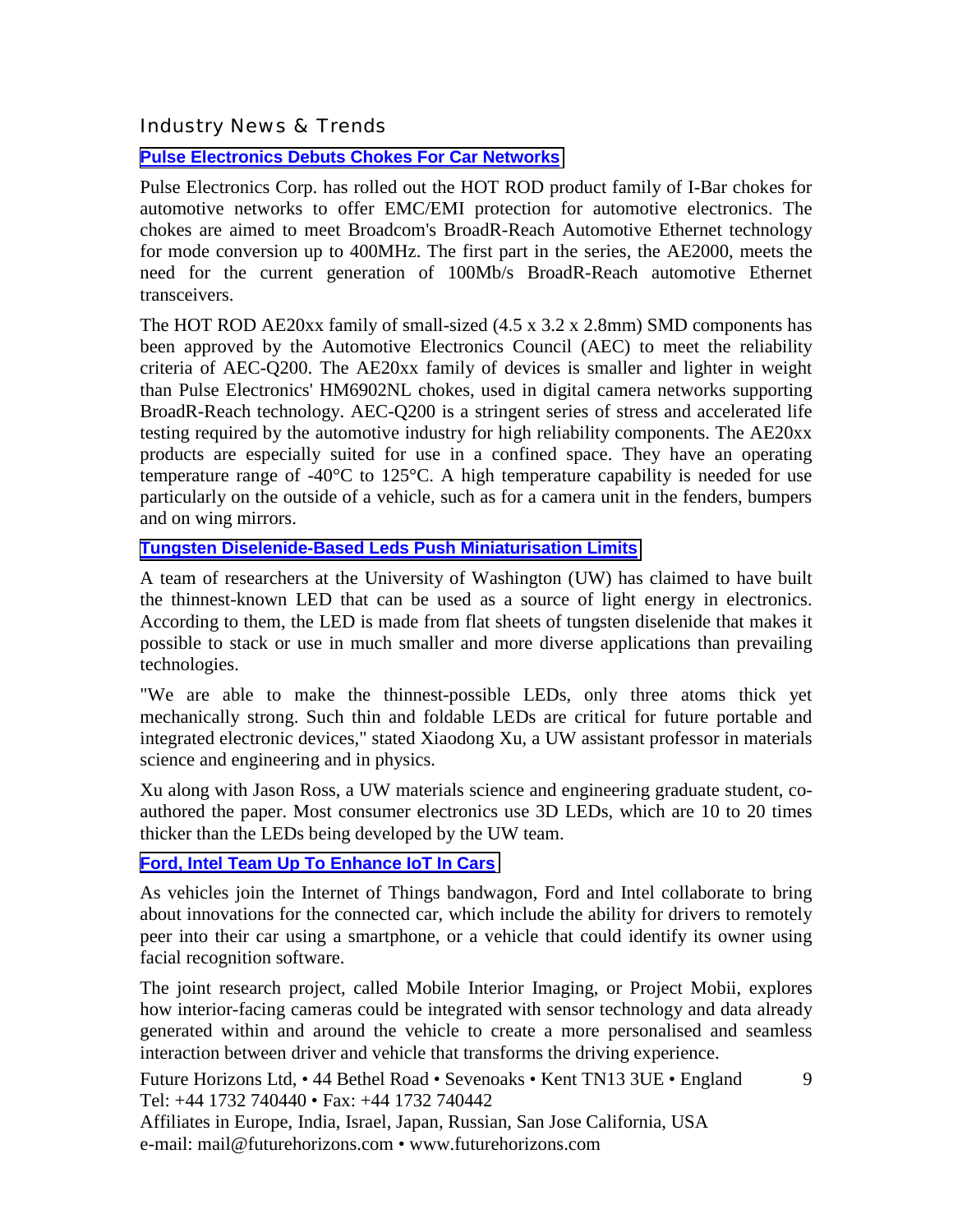## Industry News & Trends

### Pulse Electronics Debuts Chokes For Car Networks

Pulse Electronics Corp. has rolled out the HOT ROD product family of I-Bar chokes for automotive networks to offer EMC/EMI protection for automotive electronics. The chokes are aimed to meet Broadcom's BroadR-Reach Automotive Ethernet technology for mode conversion up to 400MHz. The first part in the series, the AE2000, meets the need for the current generation of 100Mb/s BroadR-Reach automotive Ethernet transceivers.

The HOT ROD AE20xx family of small-sized (4.5 x 3.2 x 2.8mm) SMD components has been approved by the Automotive Electronics Council (AEC) to meet the reliability criteria of AEC-Q200. The AE20xx family of devices is smaller and lighter in weight than Pulse Electronics' HM6902NL chokes, used in digital camera networks supporting BroadR-Reach technology. AEC-Q200 is a stringent series of stress and accelerated life testing required by the automotive industry for high reliability components. The AE20xx products are especially suited for use in a confined space. They have an operating temperature range of -40°C to 125°C. A high temperature capability is needed for use particularly on the outside of a vehicle, such as for a camera unit in the fenders, bumpers and on wing mirrors.

### Tungsten Diselenide-Based Leds Push Miniaturisation Limits

A team of researchers at the University of Washington (UW) has claimed to have built the thinnest-known LED that can be used as a source of light energy in electronics. According to them, the LED is made from flat sheets of tungsten diselenide that makes it possible to stack or use in much smaller and more diverse applications than prevailing technologies.

"We are able to make the thinnest-possible LEDs, only three atoms thick yet mechanically strong. Such thin and foldable LEDs are critical for future portable and integrated electronic devices," stated Xiaodong Xu, a UW assistant professor in materials science and engineering and in physics.

Xu along with Jason Ross, a UW materials science and engineering graduate student, co-authored the paper. Most consumer electronics use 3D LEDs, which are 10 to 20 times thicker than the LEDs being developed by the UW team.

### Ford, Intel Team Up To Enhance IoT In Cars

As vehicles join the Internet of Things bandwagon, Ford and Intel collaborate to bring about innovations for the connected car, which include the ability for drivers to remotely peer into their car using a smartphone, or a vehicle that could identify its owner using facial recognition software.

The joint research project, called Mobile Interior Imaging, or Project Mobii, explores how interior-facing cameras could be integrated with sensor technology and data already generated within and around the vehicle to create a more personalised and seamless interaction between driver and vehicle that transforms the driving experience.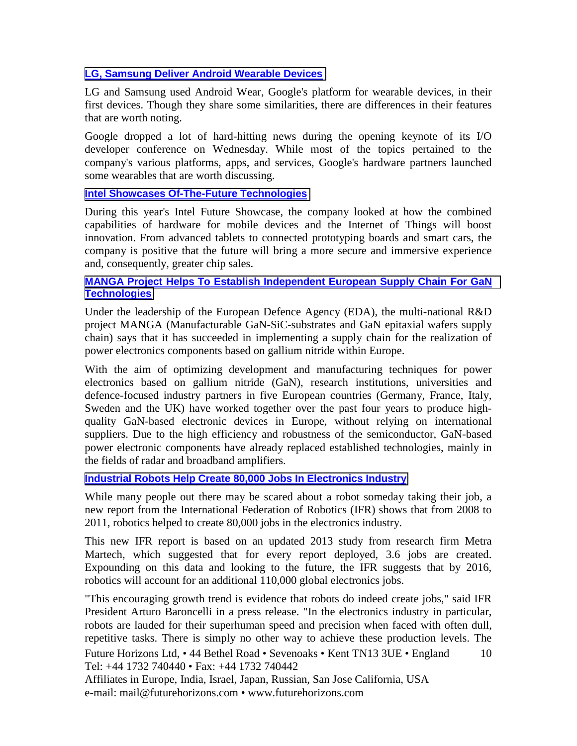### LG, Samsung Deliver Android Wearable Devices

LG and Samsung used Android Wear, Google's platform for wearable devices, in their first devices. Though they share some similarities, there are differences in their features that are worth noting.

Google dropped a lot of hard-hitting news during the opening keynote of its I/O developer conference on Wednesday. While most of the topics pertained to the company's various platforms, apps, and services, Google's hardware partners launched some wearables that are worth discussing.

### Intel Showcases Of-The-Future Technologies

During this year's Intel Future Showcase, the company looked at how the combined capabilities of hardware for mobile devices and the Internet of Things will boost innovation. From advanced tablets to connected prototyping boards and smart cars, the company is positive that the future will bring a more secure and immersive experience and, consequently, greater chip sales.

### MANGA Project Helps To Establish Independent European Supply Chain For GaN Technologies

Under the leadership of the European Defence Agency (EDA), the multi-national R&D project MANGA (Manufacturable GaN-SiC-substrates and GaN epitaxial wafers supply chain) says that it has succeeded in implementing a supply chain for the realization of power electronics components based on gallium nitride within Europe.

With the aim of optimizing development and manufacturing techniques for power electronics based on gallium nitride (GaN), research institutions, universities and defence-focused industry partners in five European countries (Germany, France, Italy, Sweden and the UK) have worked together over the past four years to produce high-quality GaN-based electronic devices in Europe, without relying on international suppliers. Due to the high efficiency and robustness of the semiconductor, GaN-based power electronic components have already replaced established technologies, mainly in the fields of radar and broadband amplifiers.

### Industrial Robots Help Create 80,000 Jobs In Electronics Industry

While many people out there may be scared about a robot someday taking their job, a new report from the International Federation of Robotics (IFR) shows that from 2008 to 2011, robotics helped to create 80,000 jobs in the electronics industry.

This new IFR report is based on an updated 2013 study from research firm Metra Martech, which suggested that for every report deployed, 3.6 jobs are created. Expounding on this data and looking to the future, the IFR suggests that by 2016, robotics will account for an additional 110,000 global electronics jobs.

"This encouraging growth trend is evidence that robots do indeed create jobs," said IFR President Arturo Baroncelli in a press release. "In the electronics industry in particular, robots are lauded for their superhuman speed and precision when faced with often dull, repetitive tasks. There is simply no other way to achieve these production levels. The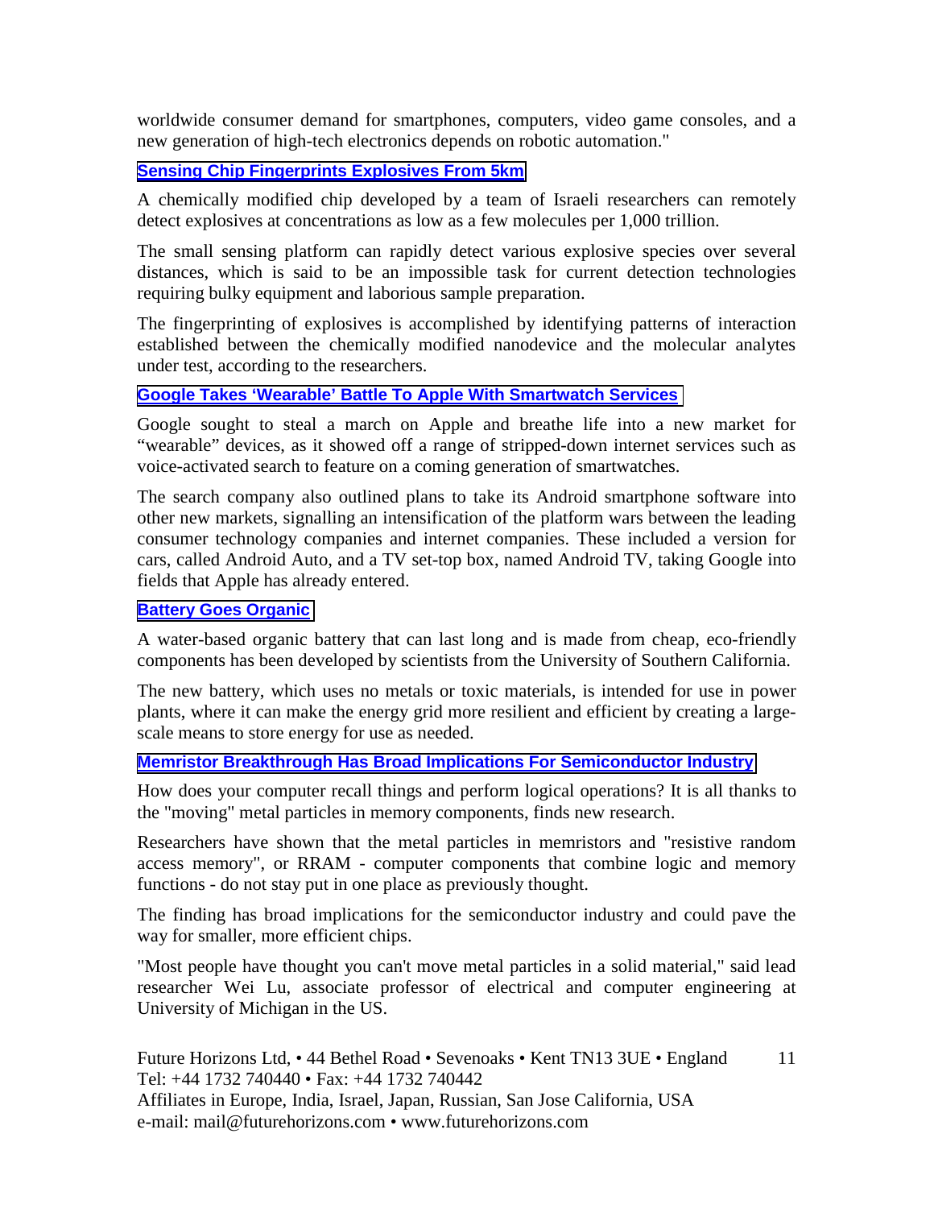worldwide consumer demand for smartphones, computers, video game consoles, and a new generation of high-tech electronics depends on robotic automation."

### Sensing Chip Fingerprints Explosives From 5km

A chemically modified chip developed by a team of Israeli researchers can remotely detect explosives at concentrations as low as a few molecules per 1,000 trillion.

The small sensing platform can rapidly detect various explosive species over several distances, which is said to be an impossible task for current detection technologies requiring bulky equipment and laborious sample preparation.

The fingerprinting of explosives is accomplished by identifying patterns of interaction established between the chemically modified nanodevice and the molecular analytes under test, according to the researchers.

### Google Takes 'Wearable' Battle To Apple With Smartwatch Services

Google sought to steal a march on Apple and breathe life into a new market for "wearable" devices, as it showed off a range of stripped-down internet services such as voice-activated search to feature on a coming generation of smartwatches.

The search company also outlined plans to take its Android smartphone software into other new markets, signalling an intensification of the platform wars between the leading consumer technology companies and internet companies. These included a version for cars, called Android Auto, and a TV set-top box, named Android TV, taking Google into fields that Apple has already entered.

### Battery Goes Organic

A water-based organic battery that can last long and is made from cheap, eco-friendly components has been developed by scientists from the University of Southern California.

The new battery, which uses no metals or toxic materials, is intended for use in power plants, where it can make the energy grid more resilient and efficient by creating a large-scale means to store energy for use as needed.

### Memristor Breakthrough Has Broad Implications For Semiconductor Industry

How does your computer recall things and perform logical operations? It is all thanks to the "moving" metal particles in memory components, finds new research.

Researchers have shown that the metal particles in memristors and "resistive random access memory", or RRAM - computer components that combine logic and memory functions - do not stay put in one place as previously thought.

The finding has broad implications for the semiconductor industry and could pave the way for smaller, more efficient chips.

"Most people have thought you can't move metal particles in a solid material," said lead researcher Wei Lu, associate professor of electrical and computer engineering at University of Michigan in the US.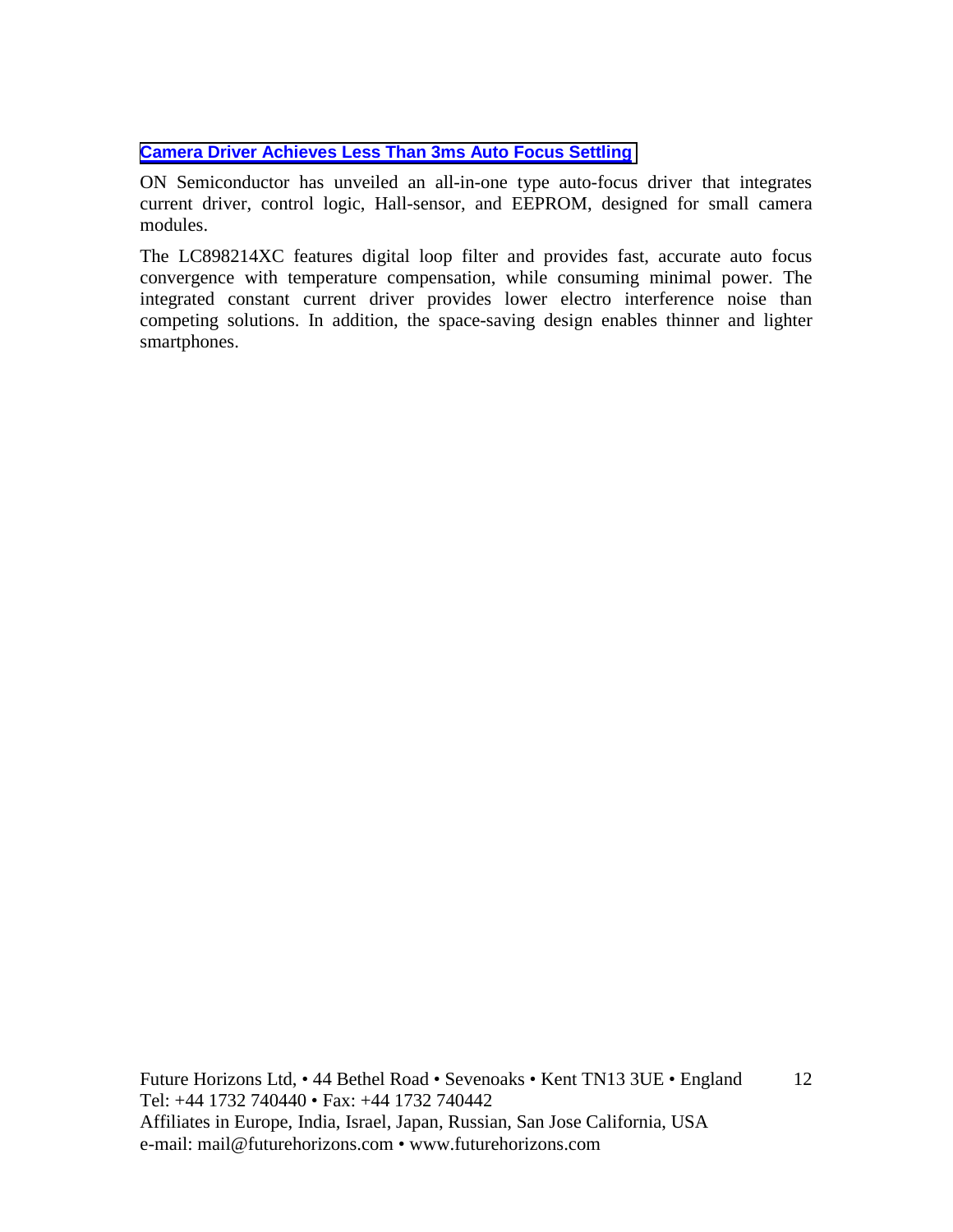**Camera Driver Achieves Less Than 3ms Auto Focus Settling**

ON Semiconductor has unveiled an all-in-one type auto-focus driver that integrates current driver, control logic, Hall-sensor, and EEPROM, designed for small camera modules.

The LC898214XC features digital loop filter and provides fast, accurate auto focus convergence with temperature compensation, while consuming minimal power. The integrated constant current driver provides lower electro interference noise than competing solutions. In addition, the space-saving design enables thinner and lighter smartphones.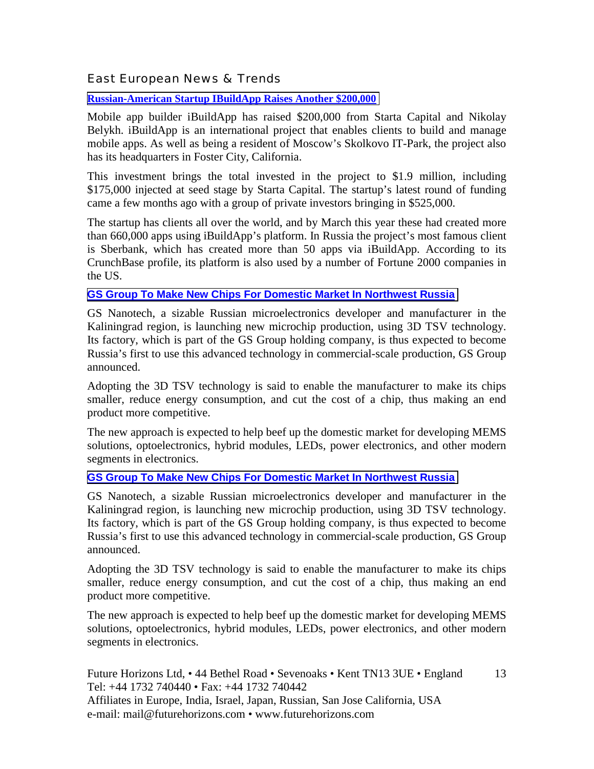## East European News & Trends

**Russian-American Startup IBuildApp Raises Another $200,000**

Mobile app builder iBuildApp has raised $200,000 from Starta Capital and Nikolay Belykh. iBuildApp is an international project that enables clients to build and manage mobile apps. As well as being a resident of Moscow's Skolkovo IT-Park, the project also has its headquarters in Foster City, California.

This investment brings the total invested in the project to $1.9 million, including $175,000 injected at seed stage by Starta Capital. The startup's latest round of funding came a few months ago with a group of private investors bringing in $525,000.

The startup has clients all over the world, and by March this year these had created more than 660,000 apps using iBuildApp's platform. In Russia the project's most famous client is Sberbank, which has created more than 50 apps via iBuildApp. According to its CrunchBase profile, its platform is also used by a number of Fortune 2000 companies in the US.

**GS Group To Make New Chips For Domestic Market In Northwest Russia**

GS Nanotech, a sizable Russian microelectronics developer and manufacturer in the Kaliningrad region, is launching new microchip production, using 3D TSV technology. Its factory, which is part of the GS Group holding company, is thus expected to become Russia's first to use this advanced technology in commercial-scale production, GS Group announced.

Adopting the 3D TSV technology is said to enable the manufacturer to make its chips smaller, reduce energy consumption, and cut the cost of a chip, thus making an end product more competitive.

The new approach is expected to help beef up the domestic market for developing MEMS solutions, optoelectronics, hybrid modules, LEDs, power electronics, and other modern segments in electronics.

**GS Group To Make New Chips For Domestic Market In Northwest Russia**

GS Nanotech, a sizable Russian microelectronics developer and manufacturer in the Kaliningrad region, is launching new microchip production, using 3D TSV technology. Its factory, which is part of the GS Group holding company, is thus expected to become Russia's first to use this advanced technology in commercial-scale production, GS Group announced.

Adopting the 3D TSV technology is said to enable the manufacturer to make its chips smaller, reduce energy consumption, and cut the cost of a chip, thus making an end product more competitive.

The new approach is expected to help beef up the domestic market for developing MEMS solutions, optoelectronics, hybrid modules, LEDs, power electronics, and other modern segments in electronics.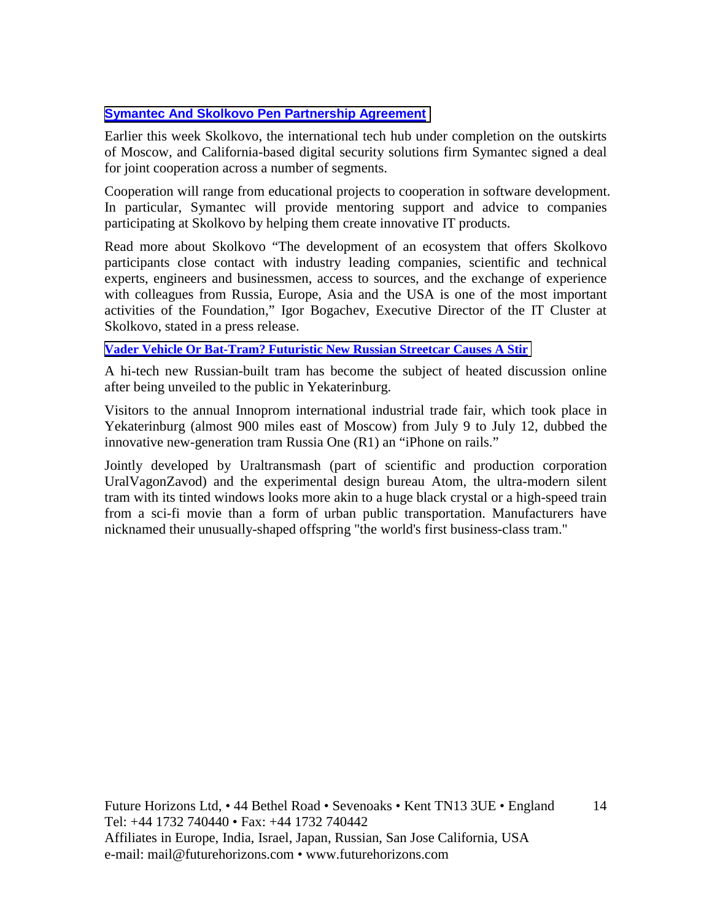**Symantec And Skolkovo Pen Partnership Agreement**

Earlier this week Skolkovo, the international tech hub under completion on the outskirts of Moscow, and California-based digital security solutions firm Symantec signed a deal for joint cooperation across a number of segments.

Cooperation will range from educational projects to cooperation in software development. In particular, Symantec will provide mentoring support and advice to companies participating at Skolkovo by helping them create innovative IT products.

Read more about Skolkovo "The development of an ecosystem that offers Skolkovo participants close contact with industry leading companies, scientific and technical experts, engineers and businessmen, access to sources, and the exchange of experience with colleagues from Russia, Europe, Asia and the USA is one of the most important activities of the Foundation," Igor Bogachev, Executive Director of the IT Cluster at Skolkovo, stated in a press release.

**Vader Vehicle Or Bat-Tram? Futuristic New Russian Streetcar Causes A Stir**

A hi-tech new Russian-built tram has become the subject of heated discussion online after being unveiled to the public in Yekaterinburg.

Visitors to the annual Innoprom international industrial trade fair, which took place in Yekaterinburg (almost 900 miles east of Moscow) from July 9 to July 12, dubbed the innovative new-generation tram Russia One (R1) an "iPhone on rails."

Jointly developed by Uraltransmash (part of scientific and production corporation UralVagonZavod) and the experimental design bureau Atom, the ultra-modern silent tram with its tinted windows looks more akin to a huge black crystal or a high-speed train from a sci-fi movie than a form of urban public transportation. Manufacturers have nicknamed their unusually-shaped offspring "the world's first business-class tram."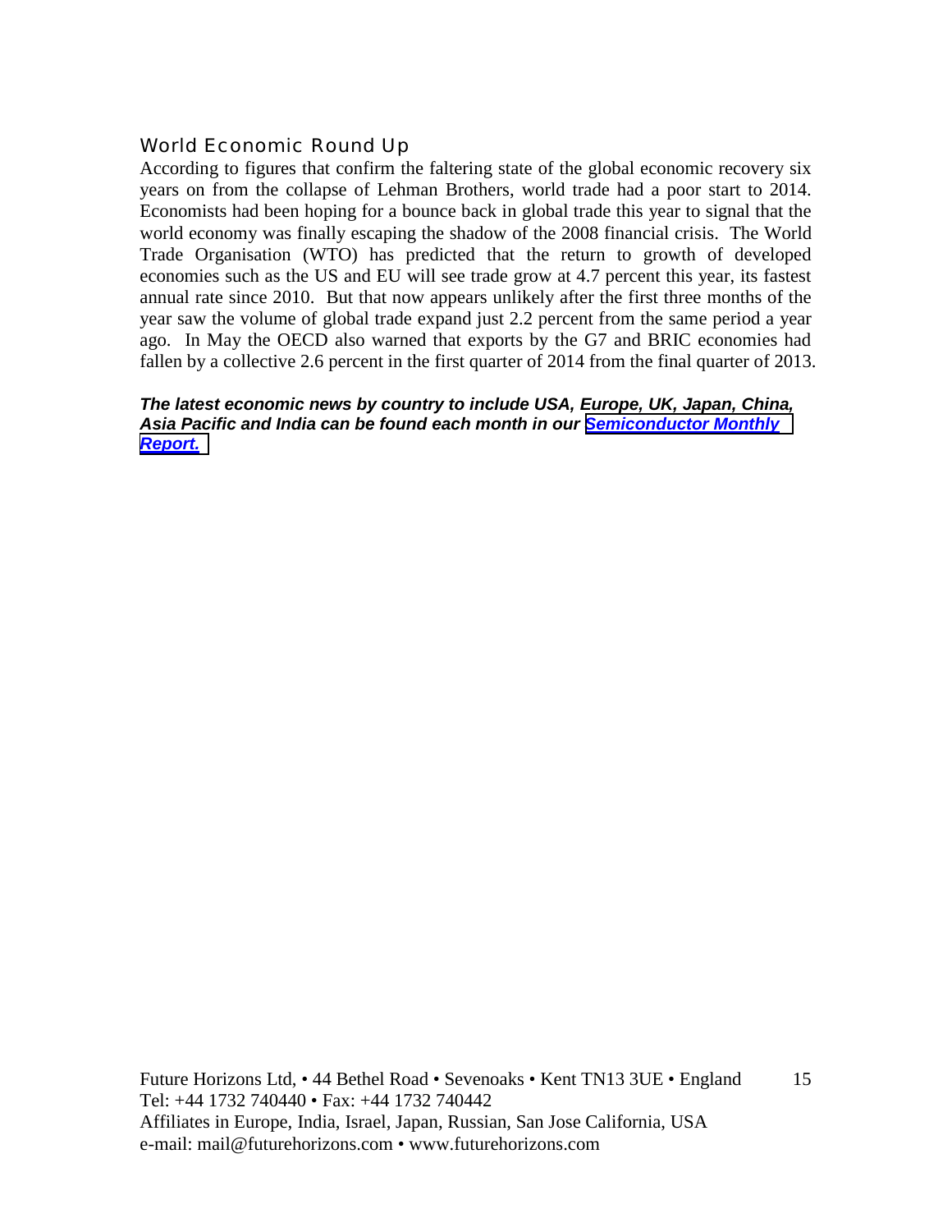## World Economic Round Up

According to figures that confirm the faltering state of the global economic recovery six years on from the collapse of Lehman Brothers, world trade had a poor start to 2014. Economists had been hoping for a bounce back in global trade this year to signal that the world economy was finally escaping the shadow of the 2008 financial crisis. The World Trade Organisation (WTO) has predicted that the return to growth of developed economies such as the US and EU will see trade grow at 4.7 percent this year, its fastest annual rate since 2010. But that now appears unlikely after the first three months of the year saw the volume of global trade expand just 2.2 percent from the same period a year ago. In May the OECD also warned that exports by the G7 and BRIC economies had fallen by a collective 2.6 percent in the first quarter of 2014 from the final quarter of 2013.

***The latest economic news by country to include USA, Europe, UK, Japan, China, Asia Pacific and India can be found each month in our Semiconductor Monthly Report.***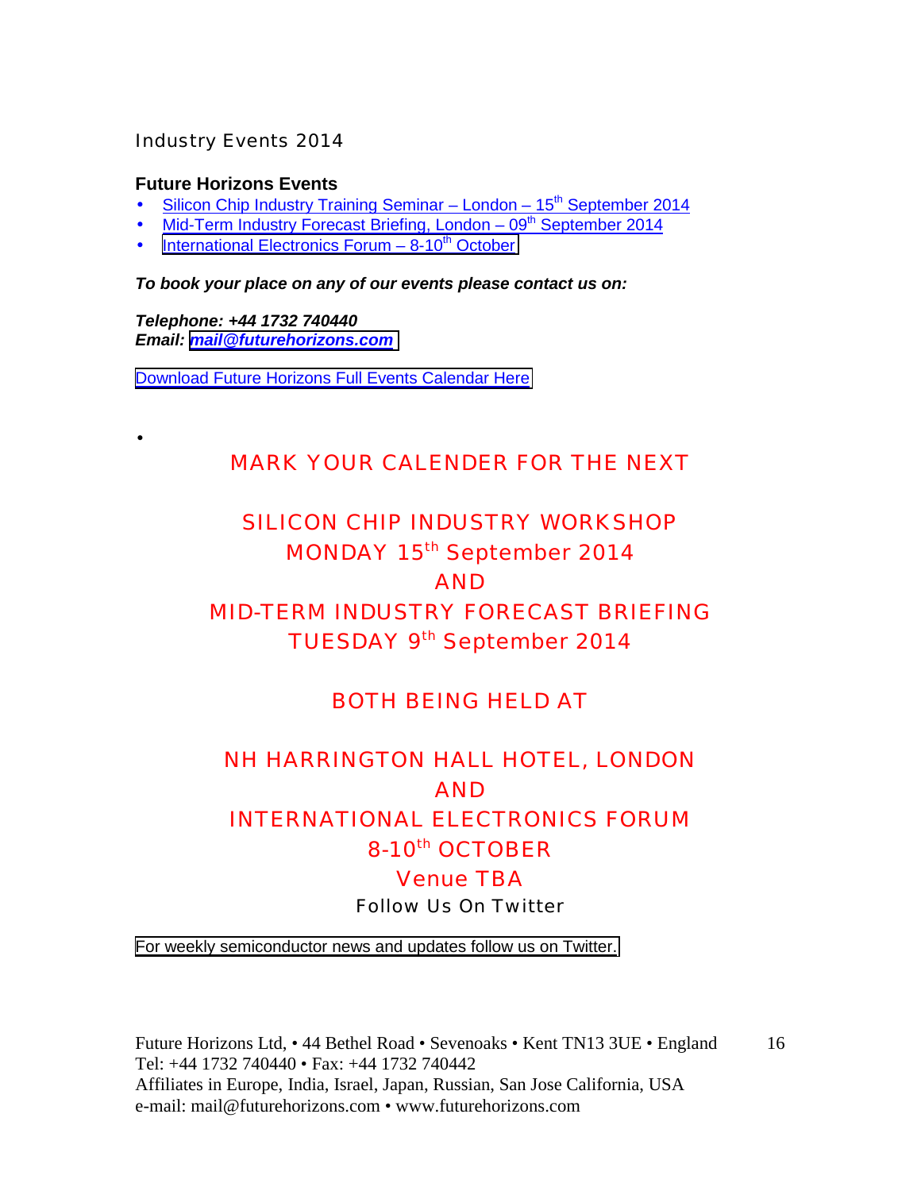## Industry Events 2014

### Future Horizons Events

- Silicon Chip Industry Training Seminar – London – 15th September 2014
- Mid-Term Industry Forecast Briefing, London – 09th September 2014
- International Electronics Forum – 8-10th October

***To book your place on any of our events please contact us on:***

***Telephone: +44 1732 740440***
***Email: mail@futurehorizons.com***

Download Future Horizons Full Events Calendar Here

MARK YOUR CALENDER FOR THE NEXT

SILICON CHIP INDUSTRY WORKSHOP
MONDAY 15th September 2014
AND
MID-TERM INDUSTRY FORECAST BRIEFING
TUESDAY 9th September 2014

BOTH BEING HELD AT

NH HARRINGTON HALL HOTEL, LONDON
AND
INTERNATIONAL ELECTRONICS FORUM
8-10th OCTOBER
Venue TBA

Follow Us On Twitter

For weekly semiconductor news and updates follow us on Twitter.

Future Horizons Ltd, • 44 Bethel Road • Sevenoaks • Kent TN13 3UE • England
Tel: +44 1732 740440 • Fax: +44 1732 740442
Affiliates in Europe, India, Israel, Japan, Russian, San Jose California, USA
e-mail: mail@futurehorizons.com • www.futurehorizons.com